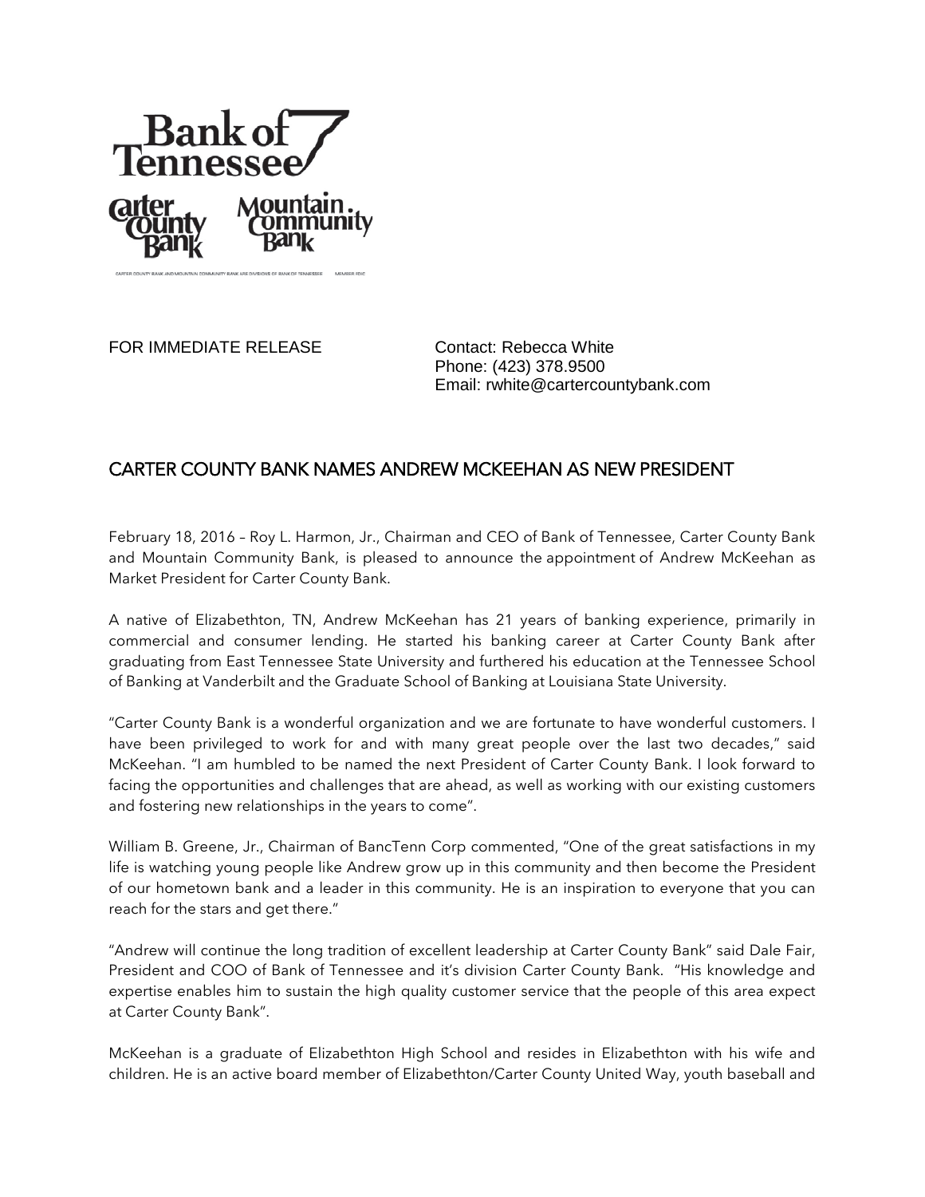FOR IMMEDIATE RELEASE

Contact: Rebecca White
Phone: (423) 378.9500
Email: rwhite@cartercountybank.com

## CARTER COUNTY BANK NAMES ANDREW MCKEEHAN AS NEW PRESIDENT

February 18, 2016 – Roy L. Harmon, Jr., Chairman and CEO of Bank of Tennessee, Carter County Bank and Mountain Community Bank, is pleased to announce the appointment of Andrew McKeehan as Market President for Carter County Bank.

A native of Elizabethton, TN, Andrew McKeehan has 21 years of banking experience, primarily in commercial and consumer lending. He started his banking career at Carter County Bank after graduating from East Tennessee State University and furthered his education at the Tennessee School of Banking at Vanderbilt and the Graduate School of Banking at Louisiana State University.

"Carter County Bank is a wonderful organization and we are fortunate to have wonderful customers. I have been privileged to work for and with many great people over the last two decades," said McKeehan. "I am humbled to be named the next President of Carter County Bank. I look forward to facing the opportunities and challenges that are ahead, as well as working with our existing customers and fostering new relationships in the years to come".

William B. Greene, Jr., Chairman of BancTenn Corp commented, "One of the great satisfactions in my life is watching young people like Andrew grow up in this community and then become the President of our hometown bank and a leader in this community. He is an inspiration to everyone that you can reach for the stars and get there."

"Andrew will continue the long tradition of excellent leadership at Carter County Bank" said Dale Fair, President and COO of Bank of Tennessee and it's division Carter County Bank. "His knowledge and expertise enables him to sustain the high quality customer service that the people of this area expect at Carter County Bank".

McKeehan is a graduate of Elizabethton High School and resides in Elizabethton with his wife and children. He is an active board member of Elizabethton/Carter County United Way, youth baseball and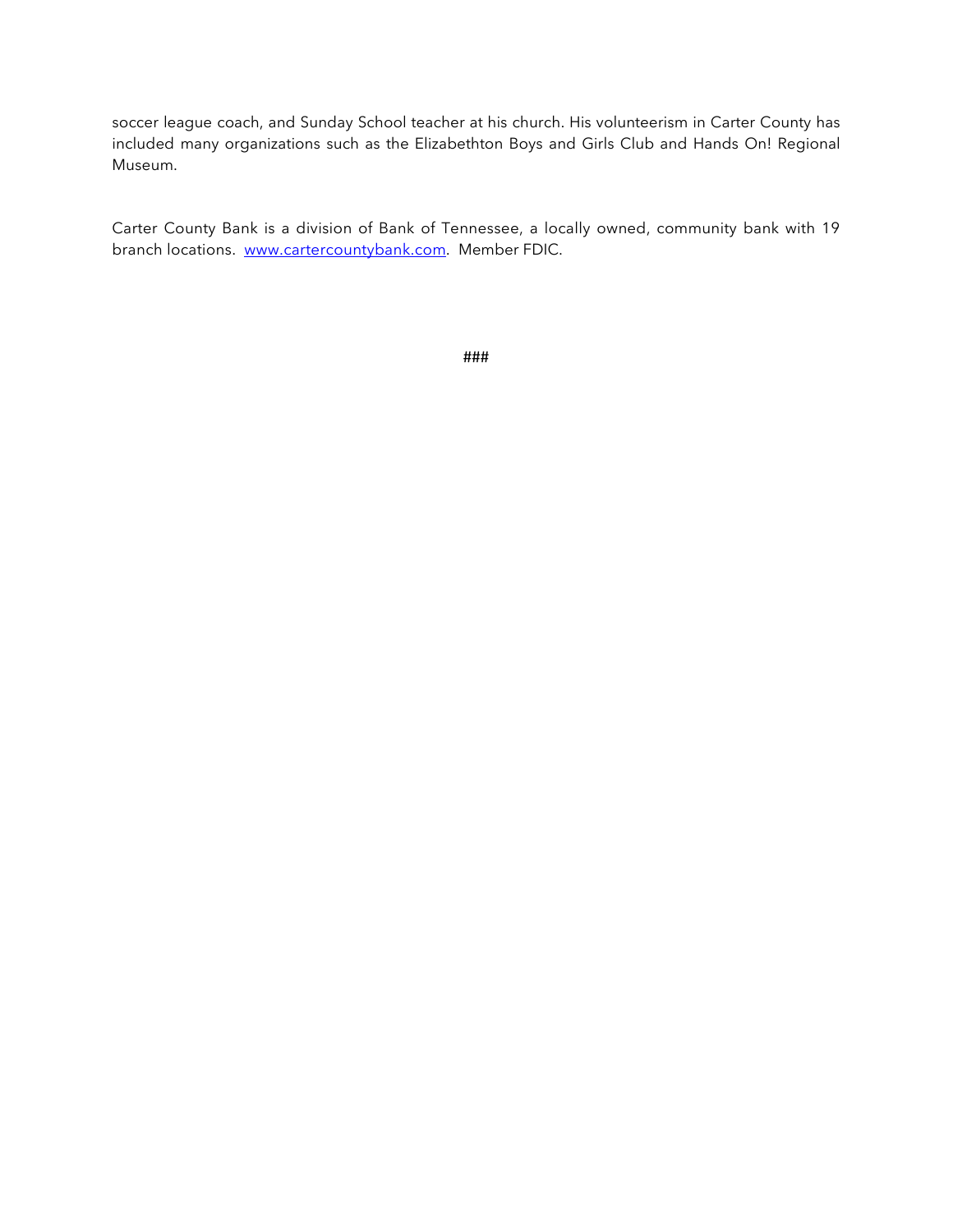soccer league coach, and Sunday School teacher at his church. His volunteerism in Carter County has included many organizations such as the Elizabethton Boys and Girls Club and Hands On! Regional Museum.

Carter County Bank is a division of Bank of Tennessee, a locally owned, community bank with 19 branch locations. [www.cartercountybank.com](http://www.cartercountybank.com). Member FDIC.

###